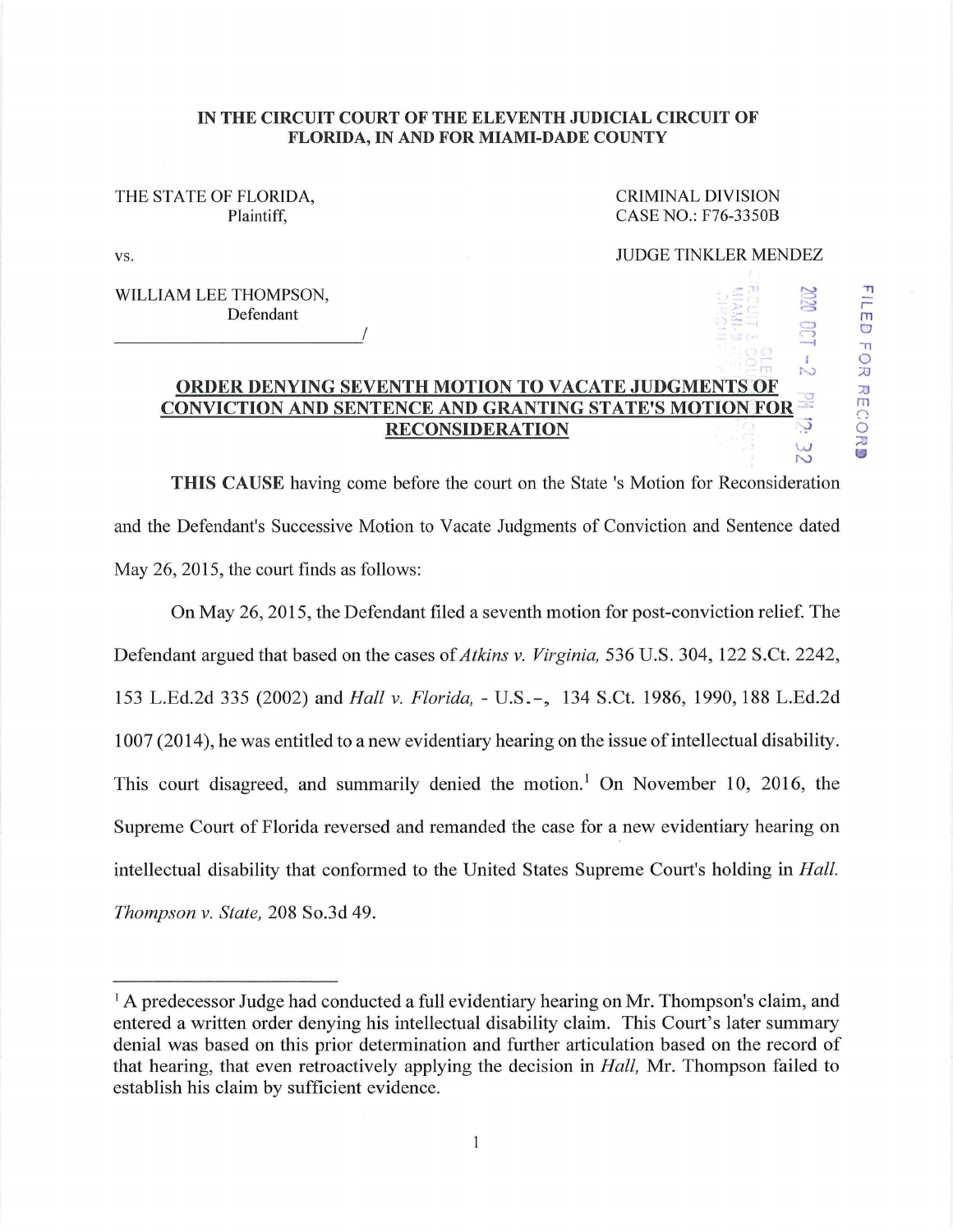**IN THE CIRCUIT COURT OF THE ELEVENTH JUDICIAL CIRCUIT OF FLORIDA, IN AND FOR MIAMI-DADE COUNTY**

THE STATE OF FLORIDA,
Plaintiff,

vs.

WILLIAM LEE THOMPSON,
Defendant
_____________________________/

CRIMINAL DIVISION
CASE NO.: F76-3350B

JUDGE TINKLER MENDEZ

FILED FOR RECORD
2020 OCT -2 PM 12:32

**ORDER DENYING SEVENTH MOTION TO VACATE JUDGMENTS OF CONVICTION AND SENTENCE AND GRANTING STATE'S MOTION FOR RECONSIDERATION**

**THIS CAUSE** having come before the court on the State 's Motion for Reconsideration and the Defendant's Successive Motion to Vacate Judgments of Conviction and Sentence dated May 26, 2015, the court finds as follows:

On May 26, 2015, the Defendant filed a seventh motion for post-conviction relief. The Defendant argued that based on the cases of *Atkins v. Virginia,* 536 U.S. 304, 122 S.Ct. 2242, 153 L.Ed.2d 335 (2002) and *Hall v. Florida,* - U.S.-, 134 S.Ct. 1986, 1990, 188 L.Ed.2d 1007 (2014), he was entitled to a new evidentiary hearing on the issue of intellectual disability. This court disagreed, and summarily denied the motion.[1] On November 10, 2016, the Supreme Court of Florida reversed and remanded the case for a new evidentiary hearing on intellectual disability that conformed to the United States Supreme Court's holding in *Hall. Thompson v. State,* 208 So.3d 49.

---

[1] A predecessor Judge had conducted a full evidentiary hearing on Mr. Thompson's claim, and entered a written order denying his intellectual disability claim. This Court's later summary denial was based on this prior determination and further articulation based on the record of that hearing, that even retroactively applying the decision in *Hall,* Mr. Thompson failed to establish his claim by sufficient evidence.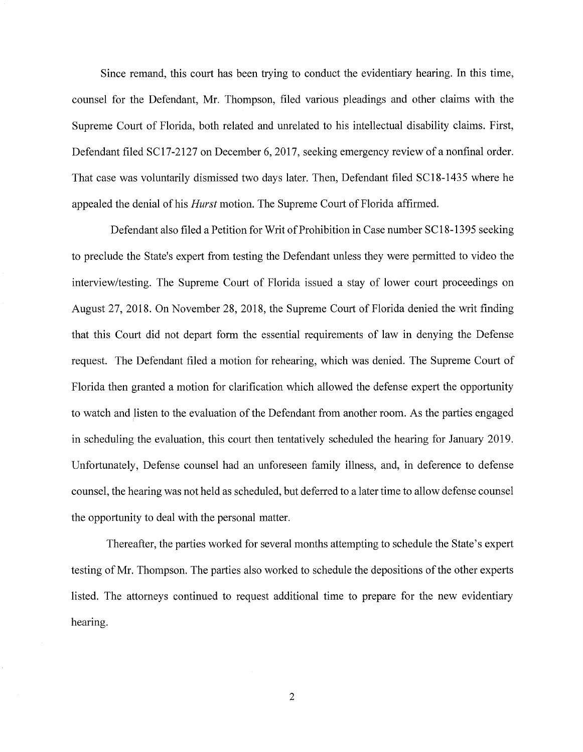Since remand, this court has been trying to conduct the evidentiary hearing. In this time, counsel for the Defendant, Mr. Thompson, filed various pleadings and other claims with the Supreme Court of Florida, both related and unrelated to his intellectual disability claims. First, Defendant filed SC17-2127 on December 6, 2017, seeking emergency review of a nonfinal order. That case was voluntarily dismissed two days later. Then, Defendant filed SC18-1435 where he appealed the denial of his *Hurst* motion. The Supreme Court of Florida affirmed.

Defendant also filed a Petition for Writ of Prohibition in Case number SC18-1395 seeking to preclude the State's expert from testing the Defendant unless they were permitted to video the interview/testing. The Supreme Court of Florida issued a stay of lower court proceedings on August 27, 2018. On November 28, 2018, the Supreme Court of Florida denied the writ finding that this Court did not depart form the essential requirements of law in denying the Defense request. The Defendant filed a motion for rehearing, which was denied. The Supreme Court of Florida then granted a motion for clarification which allowed the defense expert the opportunity to watch and listen to the evaluation of the Defendant from another room. As the parties engaged in scheduling the evaluation, this court then tentatively scheduled the hearing for January 2019. Unfortunately, Defense counsel had an unforeseen family illness, and, in deference to defense counsel, the hearing was not held as scheduled, but deferred to a later time to allow defense counsel the opportunity to deal with the personal matter.

Thereafter, the parties worked for several months attempting to schedule the State's expert testing of Mr. Thompson. The parties also worked to schedule the depositions of the other experts listed. The attorneys continued to request additional time to prepare for the new evidentiary hearing.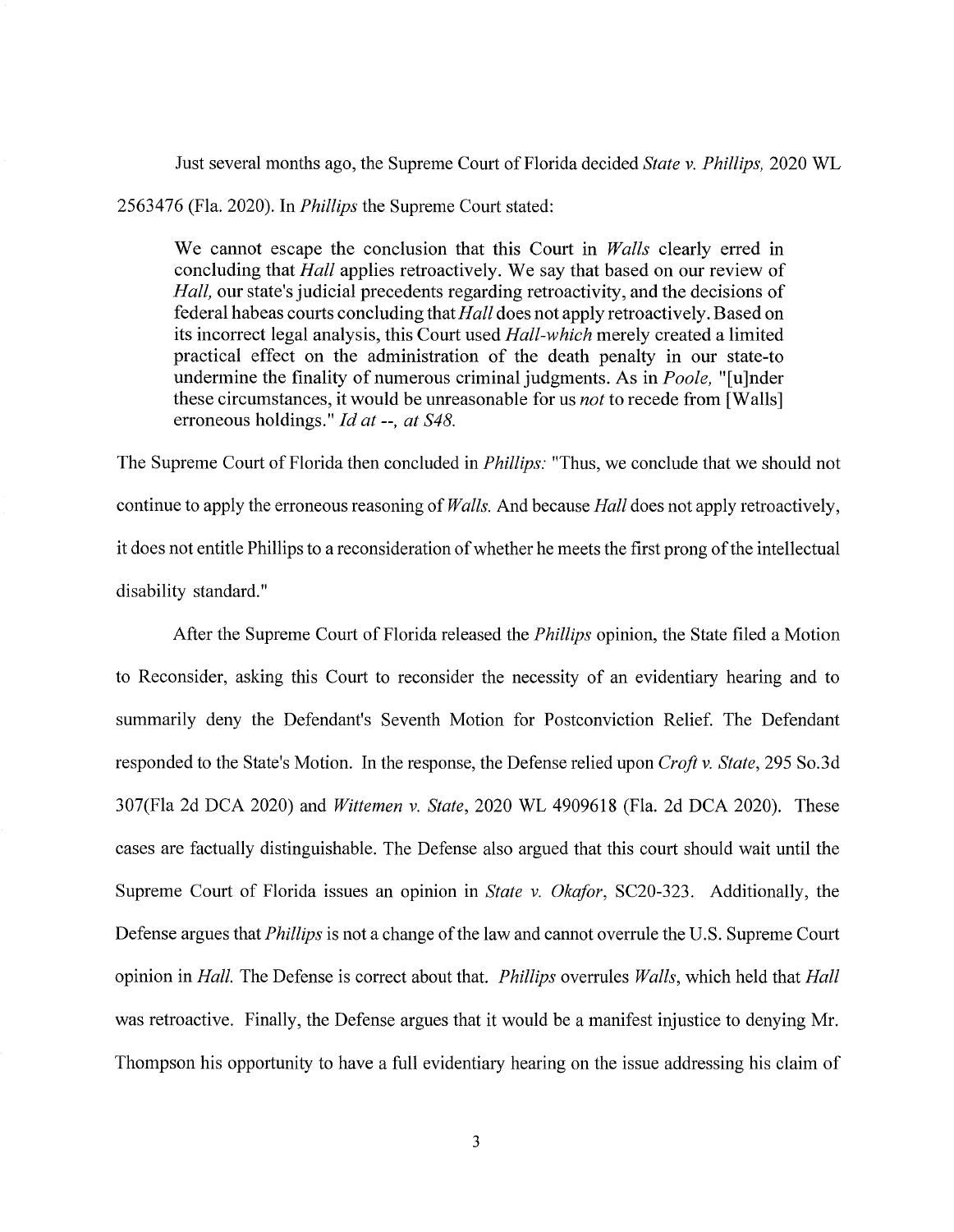Just several months ago, the Supreme Court of Florida decided *State v. Phillips,* 2020 WL 2563476 (Fla. 2020). In *Phillips* the Supreme Court stated:

> We cannot escape the conclusion that this Court in *Walls* clearly erred in concluding that *Hall* applies retroactively. We say that based on our review of *Hall,* our state's judicial precedents regarding retroactivity, and the decisions of federal habeas courts concluding that *Hall* does not apply retroactively. Based on its incorrect legal analysis, this Court used *Hall-which* merely created a limited practical effect on the administration of the death penalty in our state-to undermine the finality of numerous criminal judgments. As in *Poole,* "[u]nder these circumstances, it would be unreasonable for us *not* to recede from [Walls] erroneous holdings." *Id at --, at S48.*

The Supreme Court of Florida then concluded in *Phillips:* "Thus, we conclude that we should not continue to apply the erroneous reasoning of *Walls.* And because *Hall* does not apply retroactively, it does not entitle Phillips to a reconsideration of whether he meets the first prong of the intellectual disability standard."

After the Supreme Court of Florida released the *Phillips* opinion, the State filed a Motion to Reconsider, asking this Court to reconsider the necessity of an evidentiary hearing and to summarily deny the Defendant's Seventh Motion for Postconviction Relief. The Defendant responded to the State's Motion. In the response, the Defense relied upon *Croft v. State*, 295 So.3d 307(Fla 2d DCA 2020) and *Wittemen v. State*, 2020 WL 4909618 (Fla. 2d DCA 2020). These cases are factually distinguishable. The Defense also argued that this court should wait until the Supreme Court of Florida issues an opinion in *State v. Okafor*, SC20-323. Additionally, the Defense argues that *Phillips* is not a change of the law and cannot overrule the U.S. Supreme Court opinion in *Hall.* The Defense is correct about that. *Phillips* overrules *Walls*, which held that *Hall* was retroactive. Finally, the Defense argues that it would be a manifest injustice to denying Mr. Thompson his opportunity to have a full evidentiary hearing on the issue addressing his claim of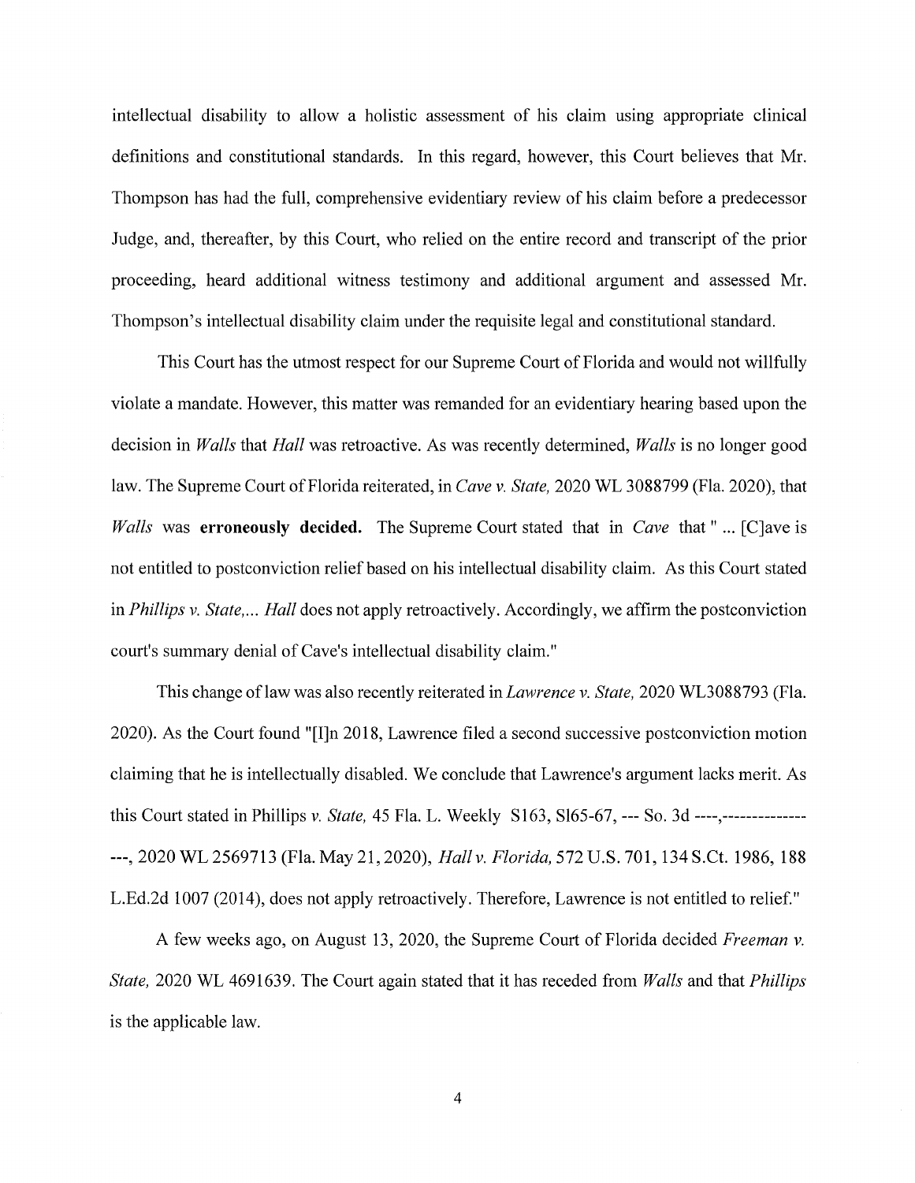intellectual disability to allow a holistic assessment of his claim using appropriate clinical definitions and constitutional standards. In this regard, however, this Court believes that Mr. Thompson has had the full, comprehensive evidentiary review of his claim before a predecessor Judge, and, thereafter, by this Court, who relied on the entire record and transcript of the prior proceeding, heard additional witness testimony and additional argument and assessed Mr. Thompson's intellectual disability claim under the requisite legal and constitutional standard.

This Court has the utmost respect for our Supreme Court of Florida and would not willfully violate a mandate. However, this matter was remanded for an evidentiary hearing based upon the decision in *Walls* that *Hall* was retroactive. As was recently determined, *Walls* is no longer good law. The Supreme Court of Florida reiterated, in *Cave v. State,* 2020 WL 3088799 (Fla. 2020), that *Walls* was **erroneously decided.** The Supreme Court stated that in *Cave* that " ... [C]ave is not entitled to postconviction relief based on his intellectual disability claim. As this Court stated in *Phillips v. State,... Hall* does not apply retroactively. Accordingly, we affirm the postconviction court's summary denial of Cave's intellectual disability claim."

This change of law was also recently reiterated in *Lawrence v. State,* 2020 WL3088793 (Fla. 2020). As the Court found "[I]n 2018, Lawrence filed a second successive postconviction motion claiming that he is intellectually disabled. We conclude that Lawrence's argument lacks merit. As this Court stated in Phillips *v. State,* 45 Fla. L. Weekly S163, S165-67, --- So. 3d ----,-----------------, 2020 WL 2569713 (Fla. May 21, 2020), *Hall v. Florida,* 572 U.S. 701, 134 S.Ct. 1986, 188 L.Ed.2d 1007 (2014), does not apply retroactively. Therefore, Lawrence is not entitled to relief."

A few weeks ago, on August 13, 2020, the Supreme Court of Florida decided *Freeman v. State,* 2020 WL 4691639. The Court again stated that it has receded from *Walls* and that *Phillips* is the applicable law.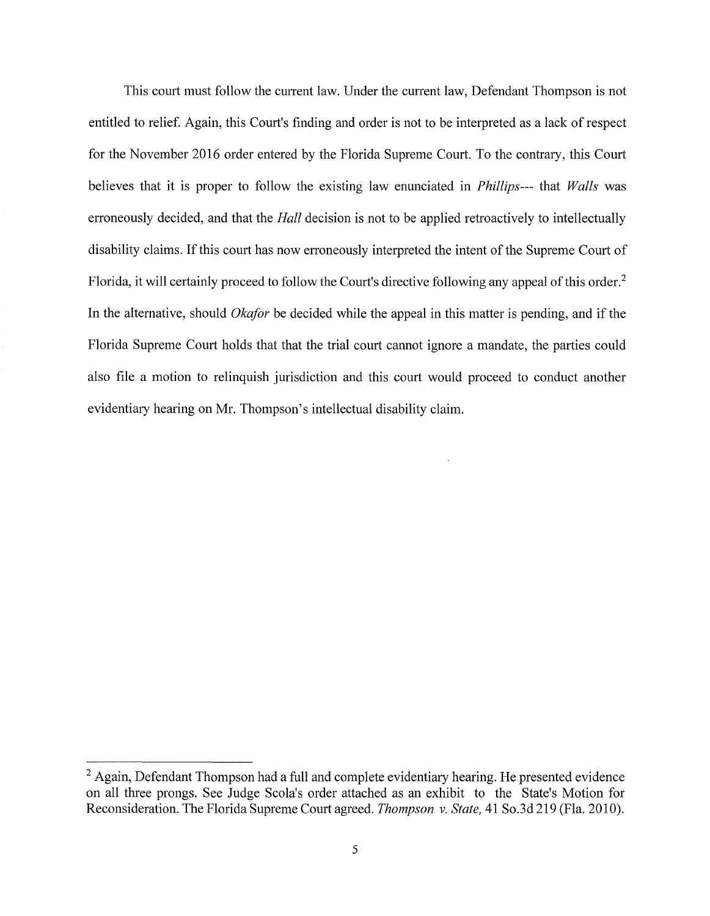This court must follow the current law. Under the current law, Defendant Thompson is not entitled to relief. Again, this Court's finding and order is not to be interpreted as a lack of respect for the November 2016 order entered by the Florida Supreme Court. To the contrary, this Court believes that it is proper to follow the existing law enunciated in *Phillips*--- that *Walls* was erroneously decided, and that the *Hall* decision is not to be applied retroactively to intellectually disability claims. If this court has now erroneously interpreted the intent of the Supreme Court of Florida, it will certainly proceed to follow the Court's directive following any appeal of this order.[2] In the alternative, should *Okafor* be decided while the appeal in this matter is pending, and if the Florida Supreme Court holds that that the trial court cannot ignore a mandate, the parties could also file a motion to relinquish jurisdiction and this court would proceed to conduct another evidentiary hearing on Mr. Thompson's intellectual disability claim.

[2] Again, Defendant Thompson had a full and complete evidentiary hearing. He presented evidence on all three prongs. See Judge Scola's order attached as an exhibit to the State's Motion for Reconsideration. The Florida Supreme Court agreed. *Thompson v. State,* 41 So.3d 219 (Fla. 2010).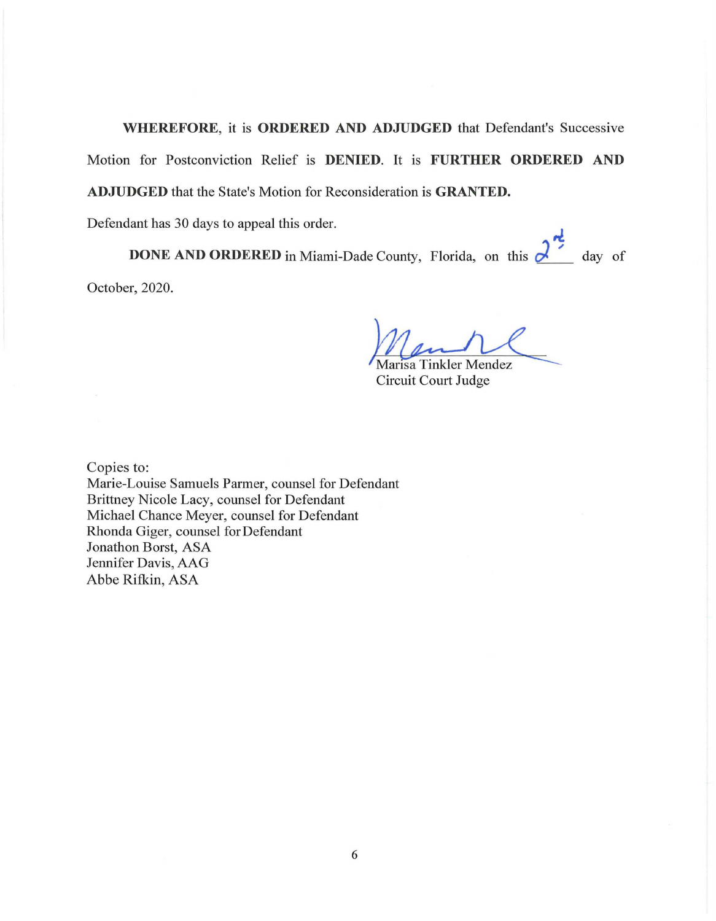**WHEREFORE**, it is **ORDERED AND ADJUDGED** that Defendant's Successive Motion for Postconviction Relief is **DENIED**. It is **FURTHER ORDERED AND ADJUDGED** that the State's Motion for Reconsideration is **GRANTED.**

Defendant has 30 days to appeal this order.

**DONE AND ORDERED** in Miami-Dade County, Florida, on this 2nd day of October, 2020.

Marisa Tinkler Mendez
Circuit Court Judge

Copies to:
Marie-Louise Samuels Parmer, counsel for Defendant
Brittney Nicole Lacy, counsel for Defendant
Michael Chance Meyer, counsel for Defendant
Rhonda Giger, counsel for Defendant
Jonathon Borst, ASA
Jennifer Davis, AAG
Abbe Rifkin, ASA